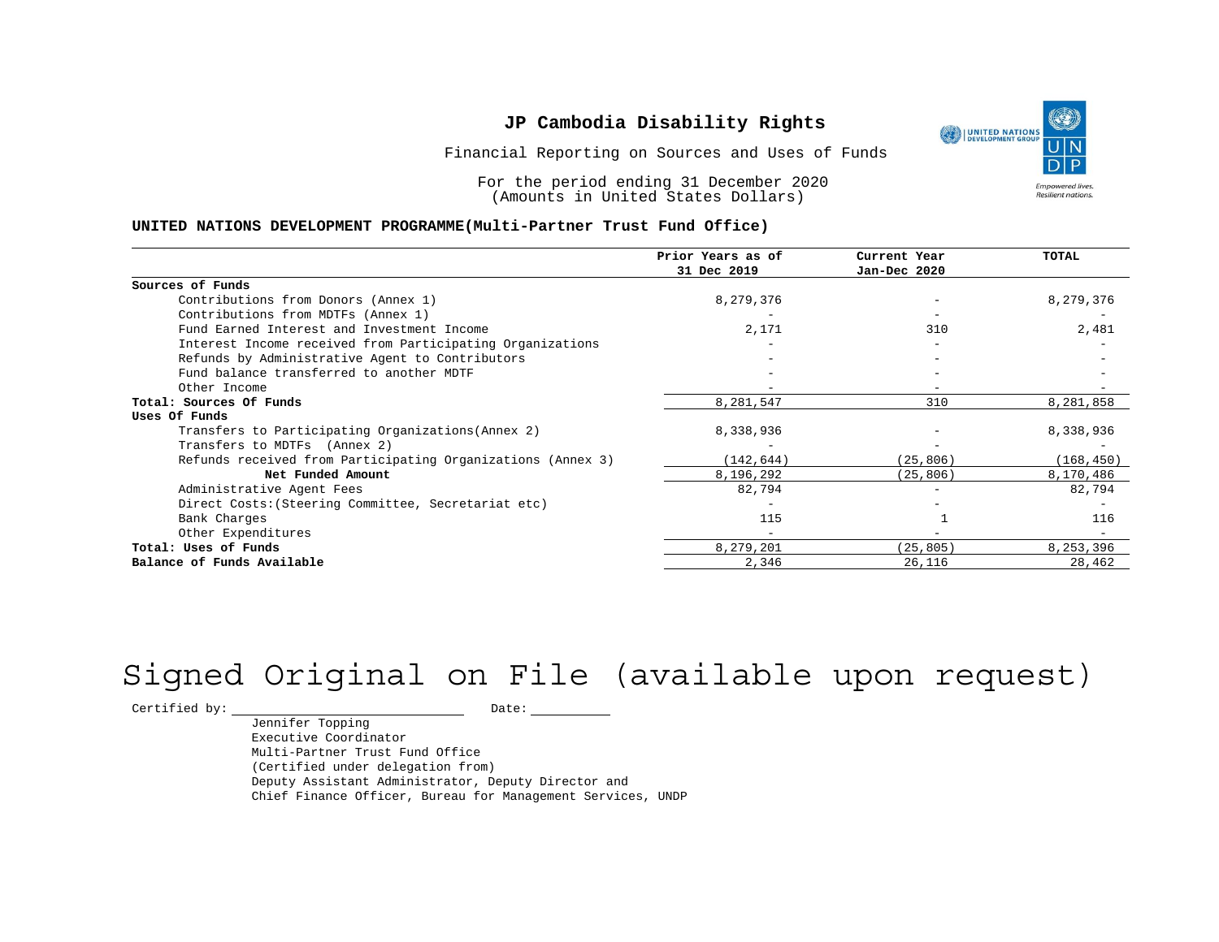# JP Cambodia Disability Rights

Financial Reporting on Sources and Uses of Funds

For the period ending 31 December 2020
(Amounts in United States Dollars)

**UNITED NATIONS DEVELOPMENT PROGRAMME(Multi-Partner Trust Fund Office)**

| | Prior Years as of 31 Dec 2019 | Current Year Jan-Dec 2020 | TOTAL |
|---|---|---|---|
| **Sources of Funds** | | | |
| Contributions from Donors (Annex 1) | 8,279,376 | - | 8,279,376 |
| Contributions from MDTFs (Annex 1) | - | - | - |
| Fund Earned Interest and Investment Income | 2,171 | 310 | 2,481 |
| Interest Income received from Participating Organizations | - | - | - |
| Refunds by Administrative Agent to Contributors | - | - | - |
| Fund balance transferred to another MDTF | - | - | - |
| Other Income | - | - | - |
| **Total: Sources Of Funds** | 8,281,547 | 310 | 8,281,858 |
| **Uses Of Funds** | | | |
| Transfers to Participating Organizations(Annex 2) | 8,338,936 | - | 8,338,936 |
| Transfers to MDTFs (Annex 2) | - | - | - |
| Refunds received from Participating Organizations (Annex 3) | (142,644) | (25,806) | (168,450) |
| **Net Funded Amount** | 8,196,292 | (25,806) | 8,170,486 |
| Administrative Agent Fees | 82,794 | - | 82,794 |
| Direct Costs:(Steering Committee, Secretariat etc) | - | - | - |
| Bank Charges | 115 | 1 | 116 |
| Other Expenditures | - | - | - |
| **Total: Uses of Funds** | 8,279,201 | (25,805) | 8,253,396 |
| **Balance of Funds Available** | 2,346 | 26,116 | 28,462 |

Signed Original on File (available upon request)

Certified by: ____________________ Date: __________

Jennifer Topping
Executive Coordinator
Multi-Partner Trust Fund Office
(Certified under delegation from)
Deputy Assistant Administrator, Deputy Director and
Chief Finance Officer, Bureau for Management Services, UNDP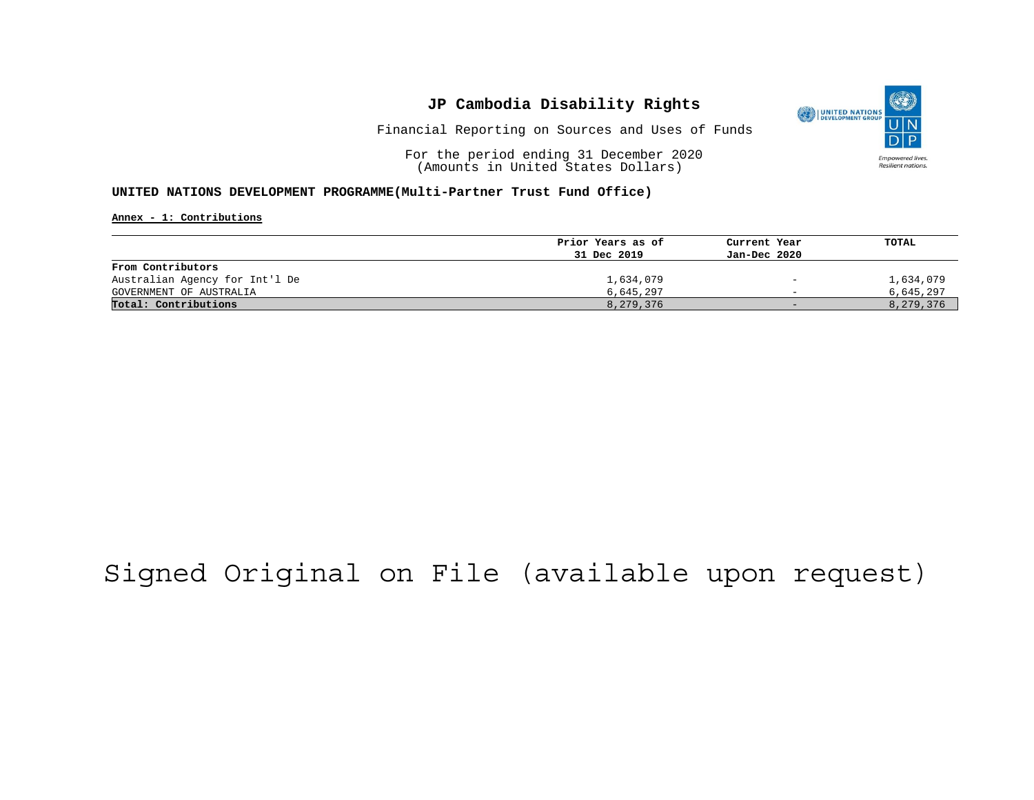# JP Cambodia Disability Rights

Financial Reporting on Sources and Uses of Funds

For the period ending 31 December 2020
(Amounts in United States Dollars)

**UNITED NATIONS DEVELOPMENT PROGRAMME(Multi-Partner Trust Fund Office)**

**Annex - 1: Contributions**

| | Prior Years as of 31 Dec 2019 | Current Year Jan-Dec 2020 | TOTAL |
|---|---|---|---|
| **From Contributors** | | | |
| Australian Agency for Int'l De | 1,634,079 | - | 1,634,079 |
| GOVERNMENT OF AUSTRALIA | 6,645,297 | - | 6,645,297 |
| **Total: Contributions** | 8,279,376 | - | 8,279,376 |

Signed Original on File (available upon request)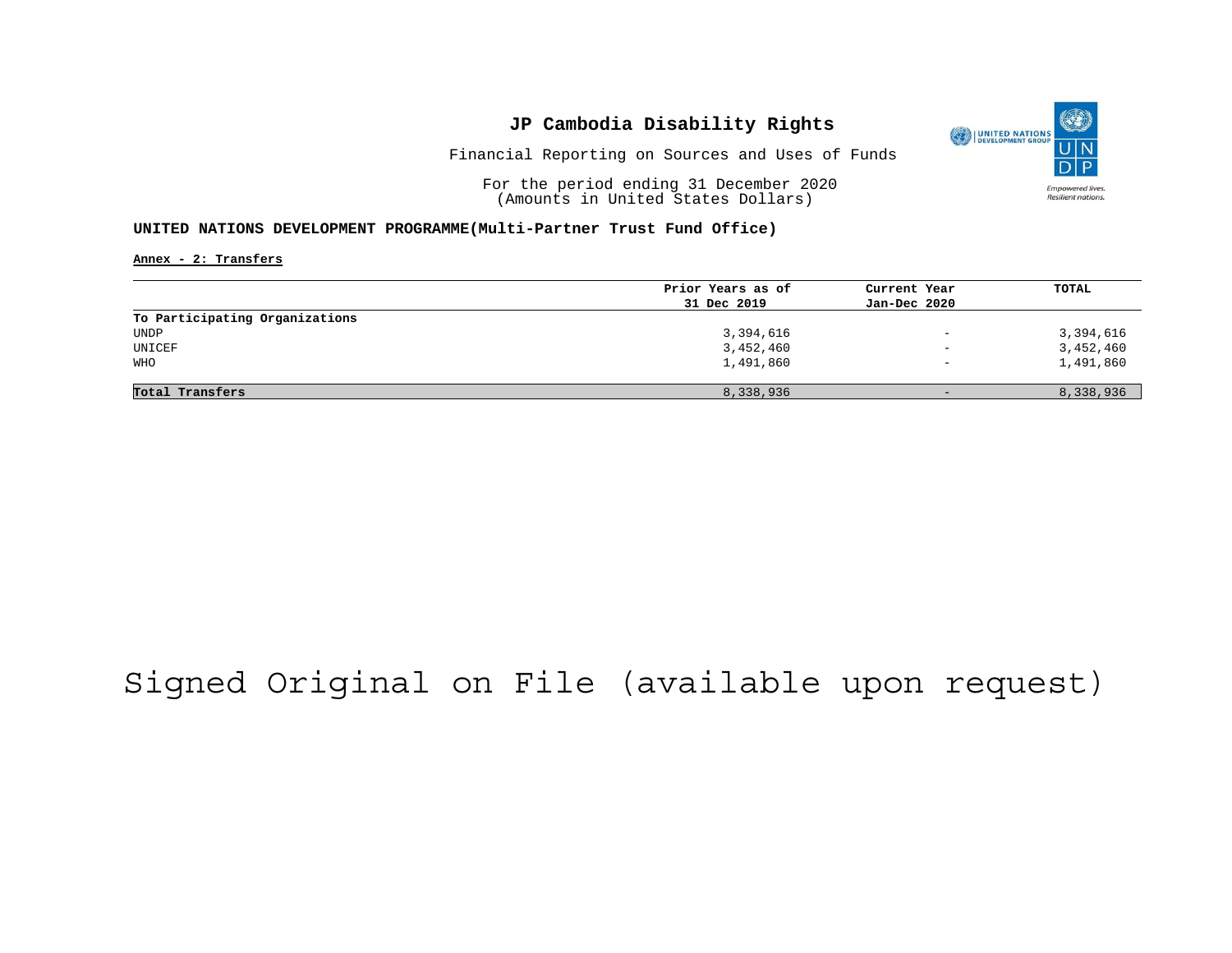# JP Cambodia Disability Rights

Financial Reporting on Sources and Uses of Funds

For the period ending 31 December 2020
(Amounts in United States Dollars)

**UNITED NATIONS DEVELOPMENT PROGRAMME(Multi-Partner Trust Fund Office)**

**Annex - 2: Transfers**

| | Prior Years as of 31 Dec 2019 | Current Year Jan-Dec 2020 | TOTAL |
|---|---|---|---|
| **To Participating Organizations** | | | |
| UNDP | 3,394,616 | - | 3,394,616 |
| UNICEF | 3,452,460 | - | 3,452,460 |
| WHO | 1,491,860 | - | 1,491,860 |
| **Total Transfers** | 8,338,936 | - | 8,338,936 |

Signed Original on File (available upon request)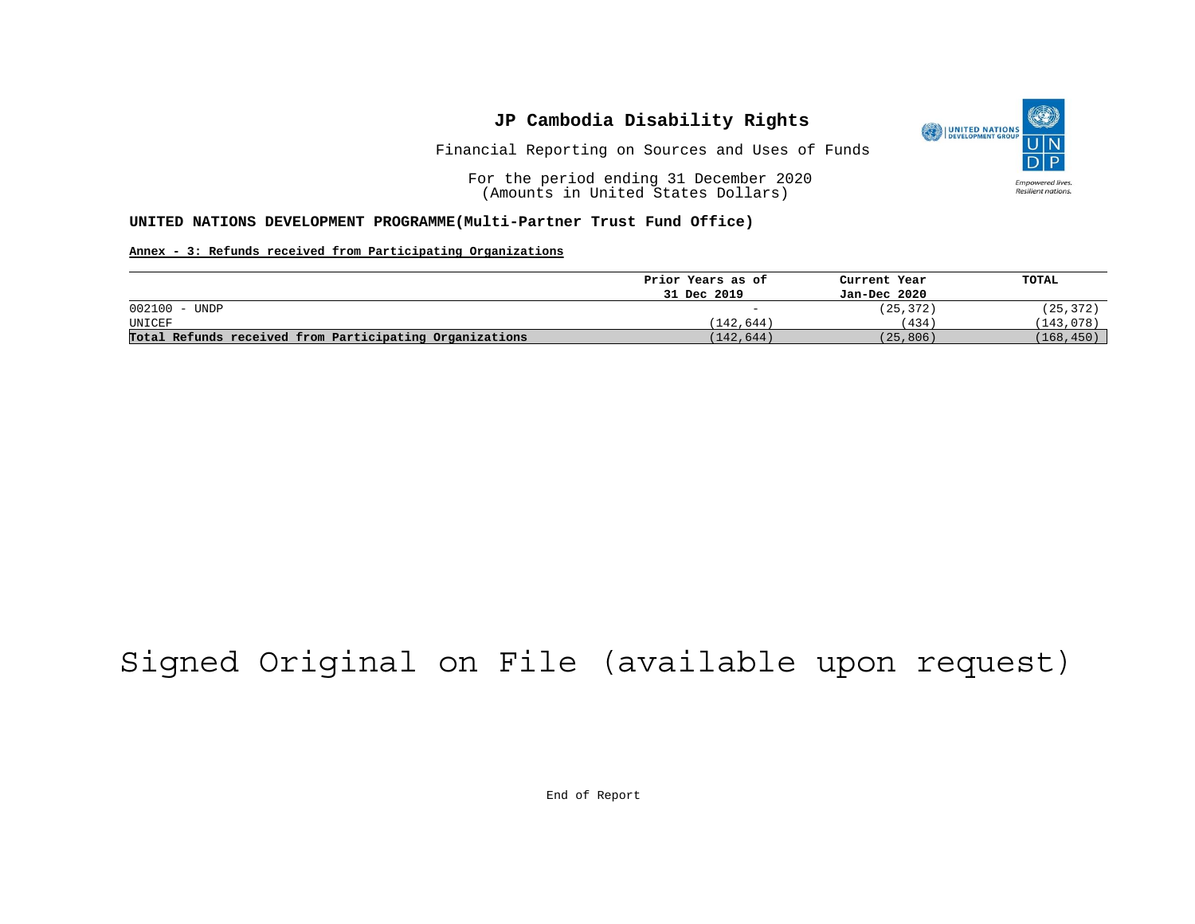# JP Cambodia Disability Rights

Financial Reporting on Sources and Uses of Funds

For the period ending 31 December 2020
(Amounts in United States Dollars)

**UNITED NATIONS DEVELOPMENT PROGRAMME(Multi-Partner Trust Fund Office)**

**Annex - 3: Refunds received from Participating Organizations**

| | Prior Years as of 31 Dec 2019 | Current Year Jan-Dec 2020 | TOTAL |
|---|---|---|---|
| 002100 - UNDP | - | (25,372) | (25,372) |
| UNICEF | (142,644) | (434) | (143,078) |
| **Total Refunds received from Participating Organizations** | (142,644) | (25,806) | (168,450) |

Signed Original on File (available upon request)

End of Report